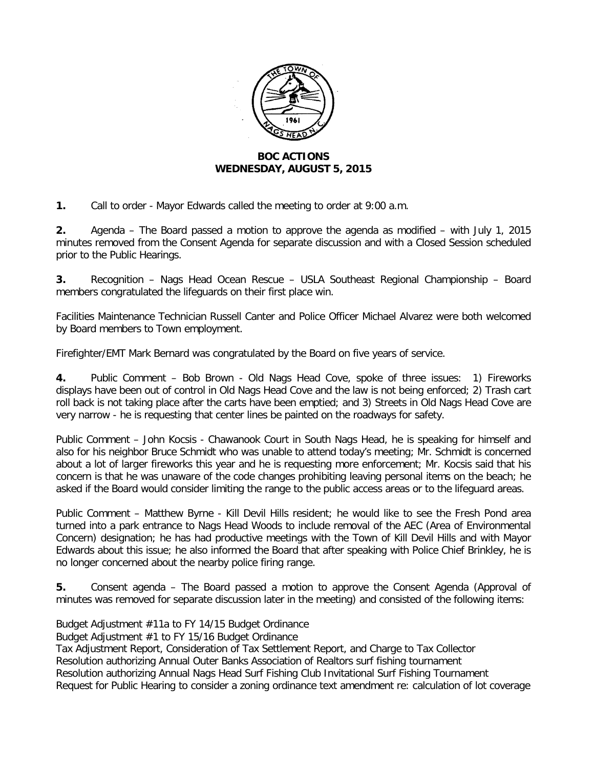**BOC ACTIONS**
**WEDNESDAY, AUGUST 5, 2015**

**1.** Call to order - Mayor Edwards called the meeting to order at 9:00 a.m.

**2.** Agenda – The Board passed a motion to approve the agenda as modified – with July 1, 2015 minutes removed from the Consent Agenda for separate discussion and with a Closed Session scheduled prior to the Public Hearings.

**3.** Recognition – Nags Head Ocean Rescue – USLA Southeast Regional Championship – Board members congratulated the lifeguards on their first place win.

Facilities Maintenance Technician Russell Canter and Police Officer Michael Alvarez were both welcomed by Board members to Town employment.

Firefighter/EMT Mark Bernard was congratulated by the Board on five years of service.

**4.** Public Comment – Bob Brown - Old Nags Head Cove, spoke of three issues: 1) Fireworks displays have been out of control in Old Nags Head Cove and the law is not being enforced; 2) Trash cart roll back is not taking place after the carts have been emptied; and 3) Streets in Old Nags Head Cove are very narrow - he is requesting that center lines be painted on the roadways for safety.

Public Comment – John Kocsis - Chawanook Court in South Nags Head, he is speaking for himself and also for his neighbor Bruce Schmidt who was unable to attend today's meeting; Mr. Schmidt is concerned about a lot of larger fireworks this year and he is requesting more enforcement; Mr. Kocsis said that his concern is that he was unaware of the code changes prohibiting leaving personal items on the beach; he asked if the Board would consider limiting the range to the public access areas or to the lifeguard areas.

Public Comment – Matthew Byrne - Kill Devil Hills resident; he would like to see the Fresh Pond area turned into a park entrance to Nags Head Woods to include removal of the AEC (Area of Environmental Concern) designation; he has had productive meetings with the Town of Kill Devil Hills and with Mayor Edwards about this issue; he also informed the Board that after speaking with Police Chief Brinkley, he is no longer concerned about the nearby police firing range.

**5.** Consent agenda – The Board passed a motion to approve the Consent Agenda (Approval of minutes was removed for separate discussion later in the meeting) and consisted of the following items:

Budget Adjustment #11a to FY 14/15 Budget Ordinance
Budget Adjustment #1 to FY 15/16 Budget Ordinance
Tax Adjustment Report, Consideration of Tax Settlement Report, and Charge to Tax Collector
Resolution authorizing Annual Outer Banks Association of Realtors surf fishing tournament
Resolution authorizing Annual Nags Head Surf Fishing Club Invitational Surf Fishing Tournament
Request for Public Hearing to consider a zoning ordinance text amendment re: calculation of lot coverage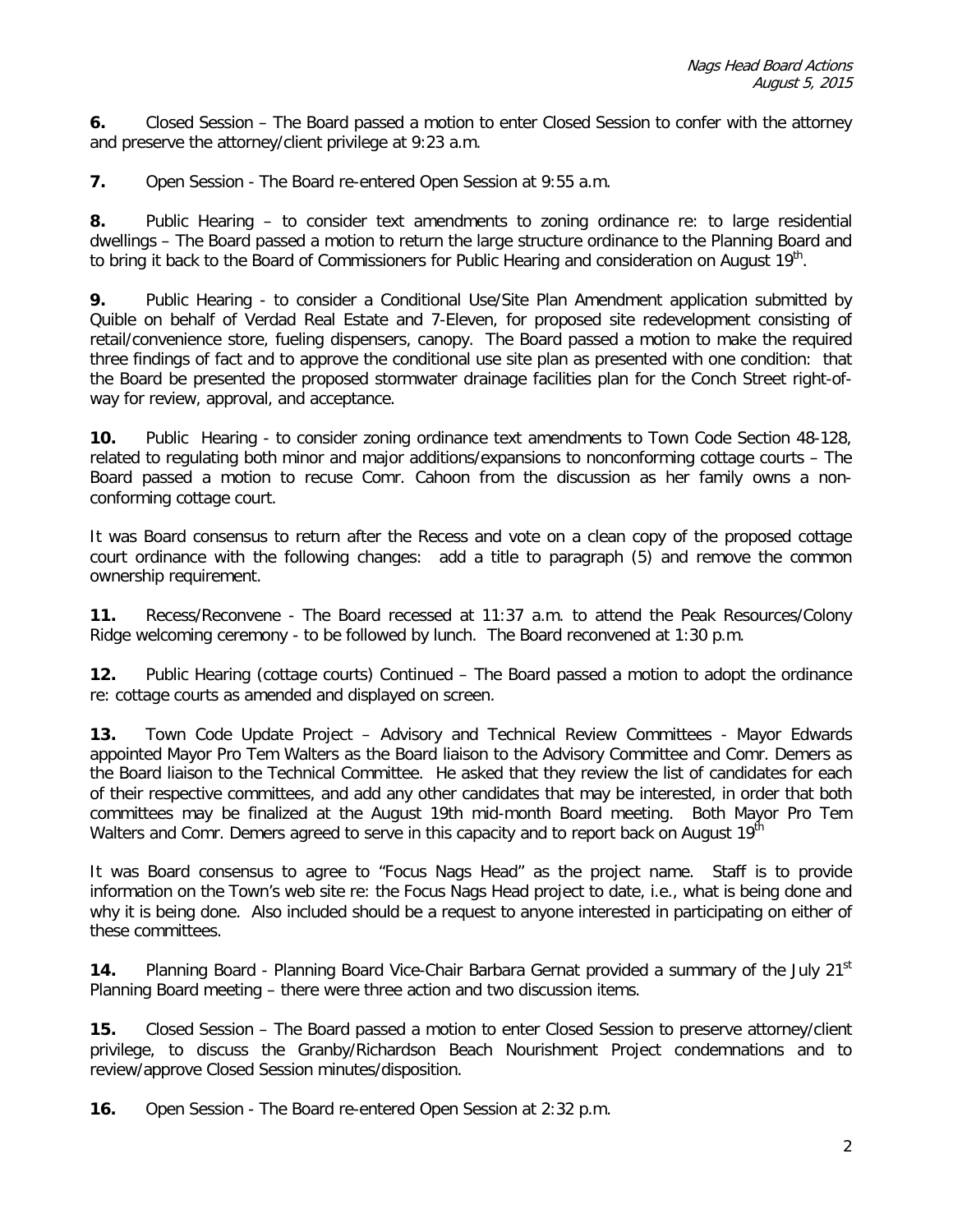**6.** Closed Session – The Board passed a motion to enter Closed Session to confer with the attorney and preserve the attorney/client privilege at 9:23 a.m.

**7.** Open Session - The Board re-entered Open Session at 9:55 a.m.

**8.** Public Hearing – to consider text amendments to zoning ordinance re: to large residential dwellings – The Board passed a motion to return the large structure ordinance to the Planning Board and to bring it back to the Board of Commissioners for Public Hearing and consideration on August 19th.

**9.** Public Hearing - to consider a Conditional Use/Site Plan Amendment application submitted by Quible on behalf of Verdad Real Estate and 7-Eleven, for proposed site redevelopment consisting of retail/convenience store, fueling dispensers, canopy. The Board passed a motion to make the required three findings of fact and to approve the conditional use site plan as presented with one condition: that the Board be presented the proposed stormwater drainage facilities plan for the Conch Street right-of-way for review, approval, and acceptance.

**10.** Public Hearing - to consider zoning ordinance text amendments to Town Code Section 48-128, related to regulating both minor and major additions/expansions to nonconforming cottage courts – The Board passed a motion to recuse Comr. Cahoon from the discussion as her family owns a non-conforming cottage court.

It was Board consensus to return after the Recess and vote on a clean copy of the proposed cottage court ordinance with the following changes: add a title to paragraph (5) and remove the common ownership requirement.

**11.** Recess/Reconvene - The Board recessed at 11:37 a.m. to attend the Peak Resources/Colony Ridge welcoming ceremony - to be followed by lunch. The Board reconvened at 1:30 p.m.

**12.** Public Hearing (cottage courts) Continued – The Board passed a motion to adopt the ordinance re: cottage courts as amended and displayed on screen.

**13.** Town Code Update Project – Advisory and Technical Review Committees - Mayor Edwards appointed Mayor Pro Tem Walters as the Board liaison to the Advisory Committee and Comr. Demers as the Board liaison to the Technical Committee. He asked that they review the list of candidates for each of their respective committees, and add any other candidates that may be interested, in order that both committees may be finalized at the August 19th mid-month Board meeting. Both Mayor Pro Tem Walters and Comr. Demers agreed to serve in this capacity and to report back on August 19th

It was Board consensus to agree to "Focus Nags Head" as the project name. Staff is to provide information on the Town's web site re: the Focus Nags Head project to date, i.e., what is being done and why it is being done. Also included should be a request to anyone interested in participating on either of these committees.

**14.** Planning Board - Planning Board Vice-Chair Barbara Gernat provided a summary of the July 21st Planning Board meeting – there were three action and two discussion items.

**15.** Closed Session – The Board passed a motion to enter Closed Session to preserve attorney/client privilege, to discuss the Granby/Richardson Beach Nourishment Project condemnations and to review/approve Closed Session minutes/disposition.

**16.** Open Session - The Board re-entered Open Session at 2:32 p.m.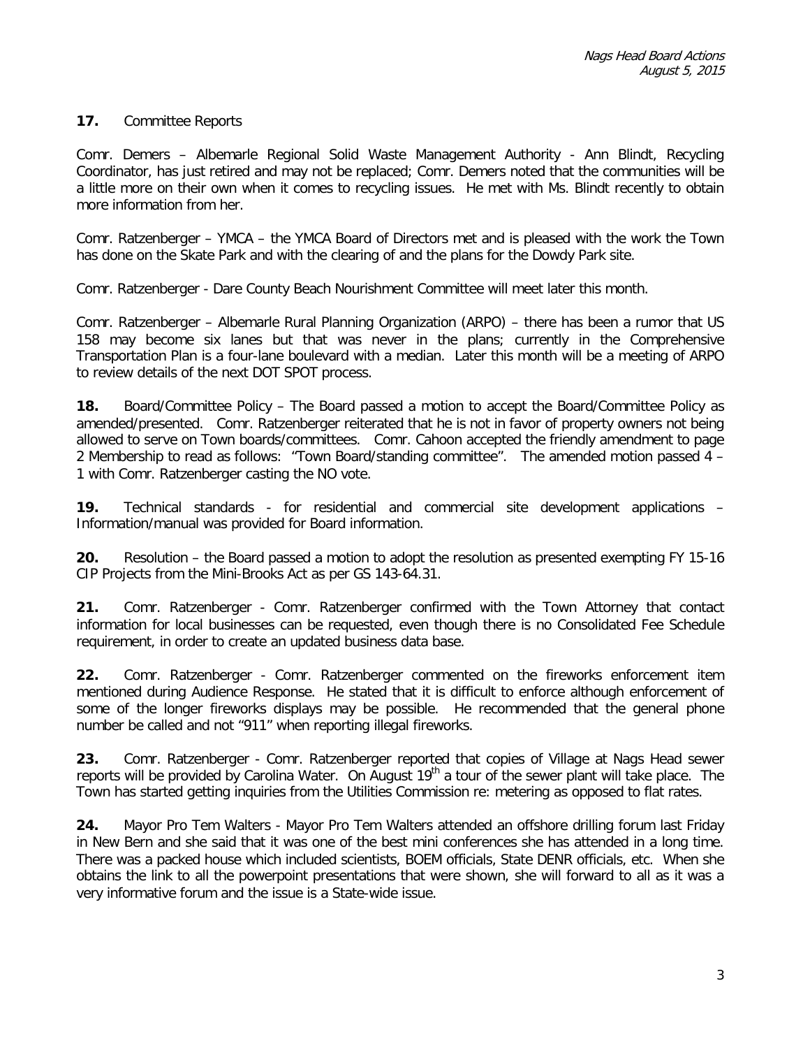**17.** Committee Reports

Comr. Demers – Albemarle Regional Solid Waste Management Authority - Ann Blindt, Recycling Coordinator, has just retired and may not be replaced; Comr. Demers noted that the communities will be a little more on their own when it comes to recycling issues. He met with Ms. Blindt recently to obtain more information from her.

Comr. Ratzenberger – YMCA – the YMCA Board of Directors met and is pleased with the work the Town has done on the Skate Park and with the clearing of and the plans for the Dowdy Park site.

Comr. Ratzenberger - Dare County Beach Nourishment Committee will meet later this month.

Comr. Ratzenberger – Albemarle Rural Planning Organization (ARPO) – there has been a rumor that US 158 may become six lanes but that was never in the plans; currently in the Comprehensive Transportation Plan is a four-lane boulevard with a median. Later this month will be a meeting of ARPO to review details of the next DOT SPOT process.

**18.** Board/Committee Policy – The Board passed a motion to accept the Board/Committee Policy as amended/presented. Comr. Ratzenberger reiterated that he is not in favor of property owners not being allowed to serve on Town boards/committees. Comr. Cahoon accepted the friendly amendment to page 2 Membership to read as follows: "Town Board/standing committee". The amended motion passed 4 – 1 with Comr. Ratzenberger casting the NO vote.

**19.** Technical standards - for residential and commercial site development applications – Information/manual was provided for Board information.

**20.** Resolution – the Board passed a motion to adopt the resolution as presented exempting FY 15-16 CIP Projects from the Mini-Brooks Act as per GS 143-64.31.

**21.** Comr. Ratzenberger - Comr. Ratzenberger confirmed with the Town Attorney that contact information for local businesses can be requested, even though there is no Consolidated Fee Schedule requirement, in order to create an updated business data base.

**22.** Comr. Ratzenberger - Comr. Ratzenberger commented on the fireworks enforcement item mentioned during Audience Response. He stated that it is difficult to enforce although enforcement of some of the longer fireworks displays may be possible. He recommended that the general phone number be called and not "911" when reporting illegal fireworks.

**23.** Comr. Ratzenberger - Comr. Ratzenberger reported that copies of Village at Nags Head sewer reports will be provided by Carolina Water. On August 19th a tour of the sewer plant will take place. The Town has started getting inquiries from the Utilities Commission re: metering as opposed to flat rates.

**24.** Mayor Pro Tem Walters - Mayor Pro Tem Walters attended an offshore drilling forum last Friday in New Bern and she said that it was one of the best mini conferences she has attended in a long time. There was a packed house which included scientists, BOEM officials, State DENR officials, etc. When she obtains the link to all the powerpoint presentations that were shown, she will forward to all as it was a very informative forum and the issue is a State-wide issue.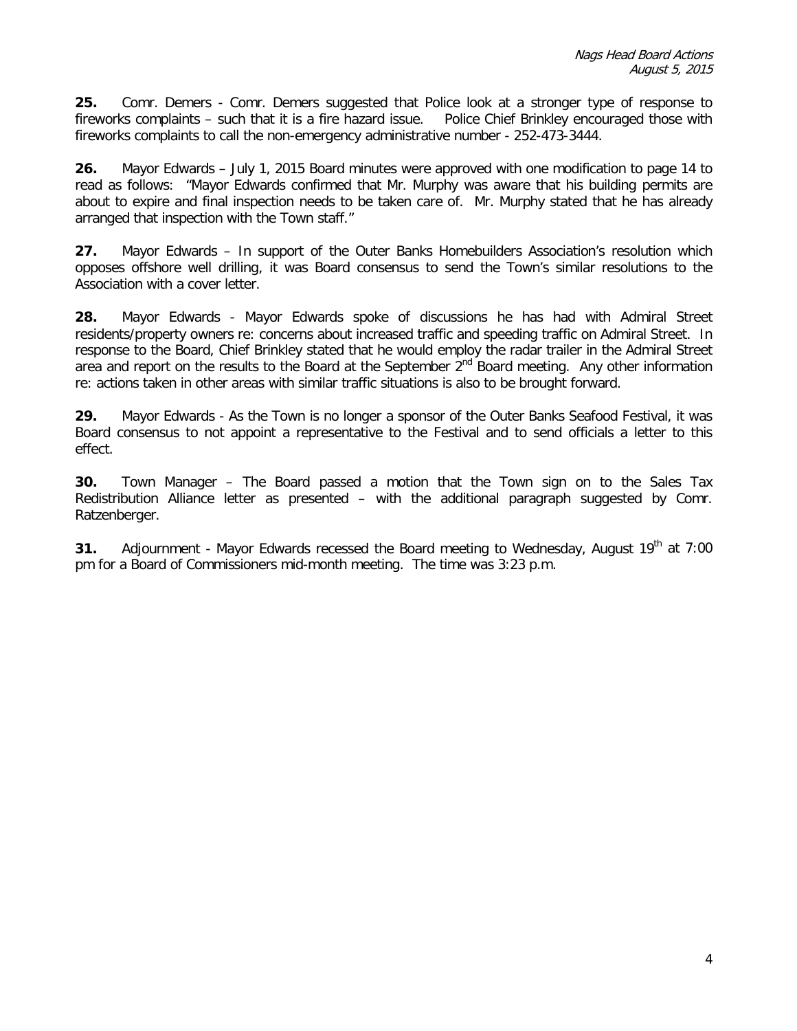**25.** Comr. Demers - Comr. Demers suggested that Police look at a stronger type of response to fireworks complaints – such that it is a fire hazard issue. Police Chief Brinkley encouraged those with fireworks complaints to call the non-emergency administrative number - 252-473-3444.

**26.** Mayor Edwards – July 1, 2015 Board minutes were approved with one modification to page 14 to read as follows: "Mayor Edwards confirmed that Mr. Murphy was aware that his building permits are about to expire and final inspection needs to be taken care of. Mr. Murphy stated that he has already arranged that inspection with the Town staff."

**27.** Mayor Edwards – In support of the Outer Banks Homebuilders Association's resolution which opposes offshore well drilling, it was Board consensus to send the Town's similar resolutions to the Association with a cover letter.

**28.** Mayor Edwards - Mayor Edwards spoke of discussions he has had with Admiral Street residents/property owners re: concerns about increased traffic and speeding traffic on Admiral Street. In response to the Board, Chief Brinkley stated that he would employ the radar trailer in the Admiral Street area and report on the results to the Board at the September 2nd Board meeting. Any other information re: actions taken in other areas with similar traffic situations is also to be brought forward.

**29.** Mayor Edwards - As the Town is no longer a sponsor of the Outer Banks Seafood Festival, it was Board consensus to not appoint a representative to the Festival and to send officials a letter to this effect.

**30.** Town Manager – The Board passed a motion that the Town sign on to the Sales Tax Redistribution Alliance letter as presented – with the additional paragraph suggested by Comr. Ratzenberger.

**31.** Adjournment - Mayor Edwards recessed the Board meeting to Wednesday, August 19th at 7:00 pm for a Board of Commissioners mid-month meeting. The time was 3:23 p.m.